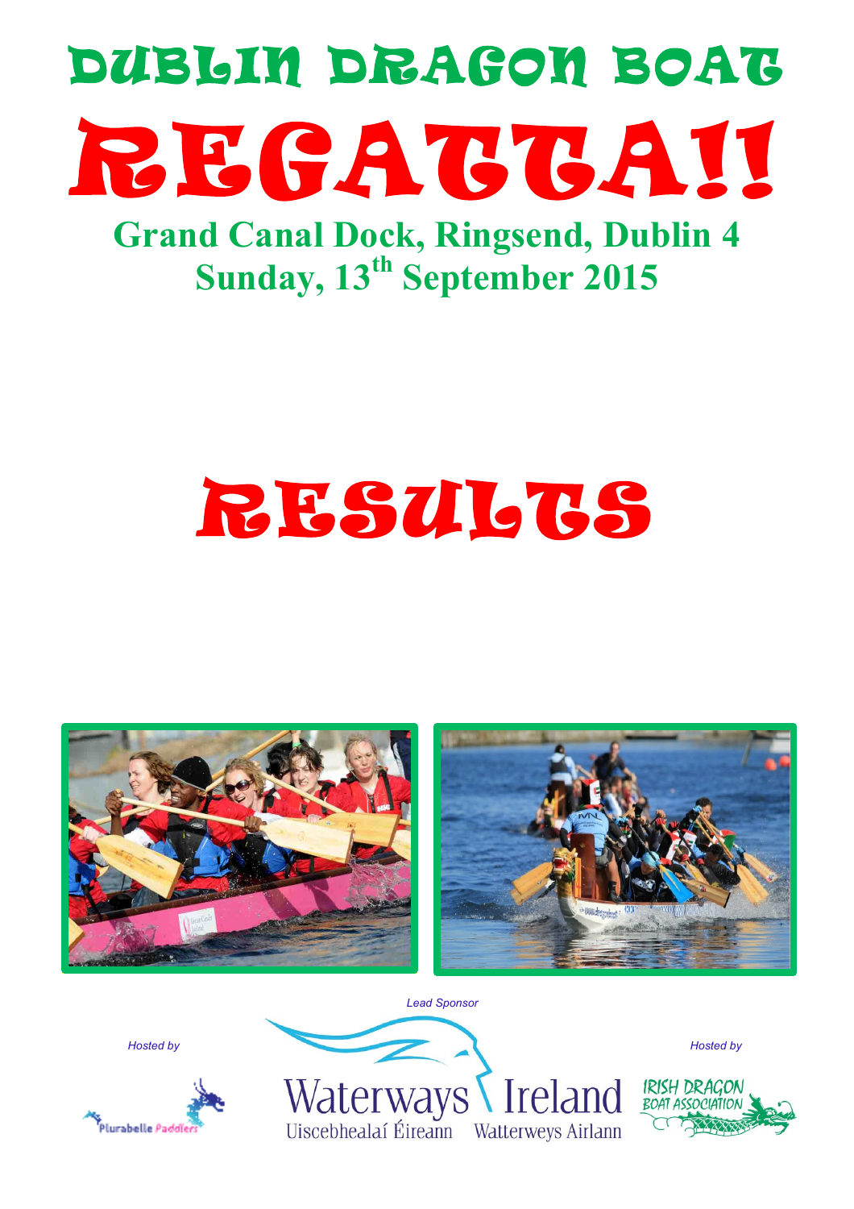# DUBLIN DRAGON BOAT

# REGATTA!!

## Grand Canal Dock, Ringsend, Dublin 4

## Sunday, 13th September 2015

# RESULTS

*Lead Sponsor*

*Hosted by*

*Hosted by*

Waterways Ireland
Uiscebhealaí Éireann   Watterweys Airlann

Plurabelle Paddlers

IRISH DRAGON BOAT ASSOCIATION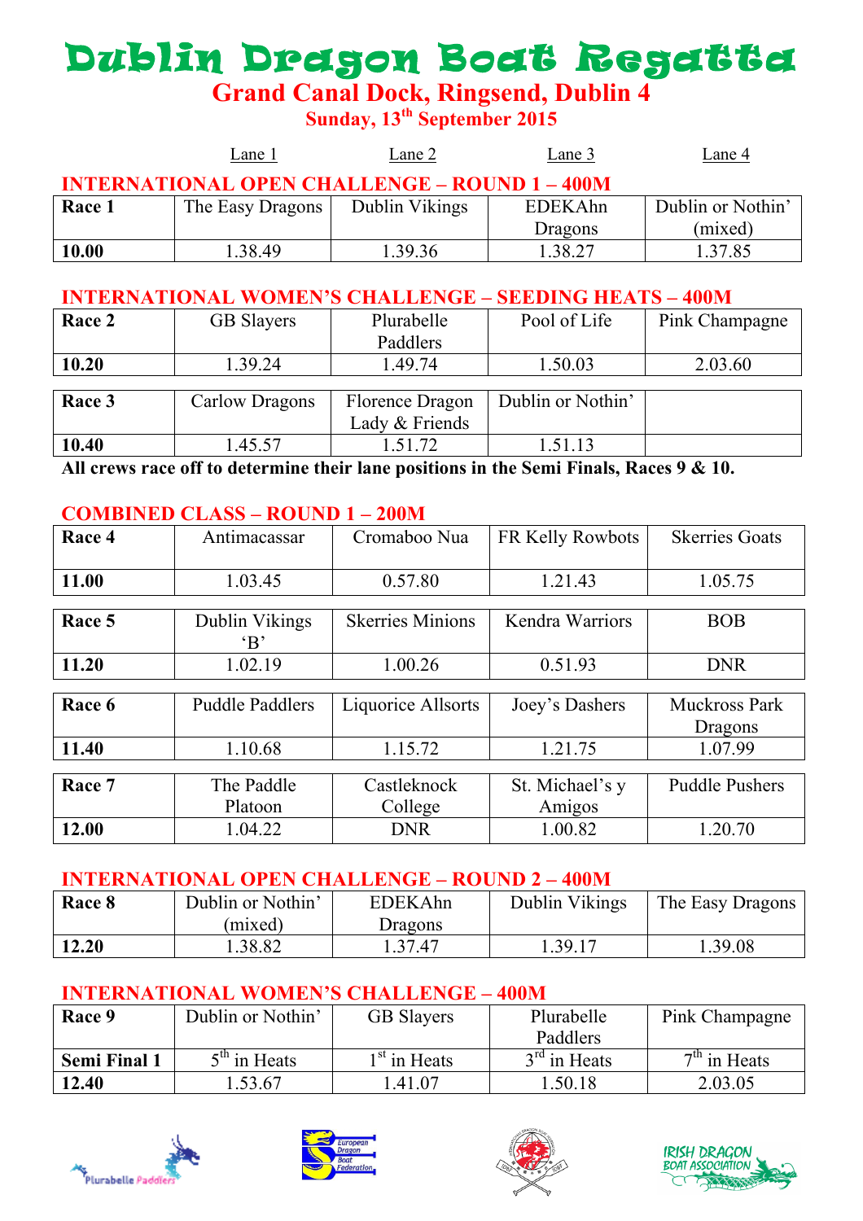# Dublin Dragon Boat Regatta

## Grand Canal Dock, Ringsend, Dublin 4

### Sunday, 13th September 2015

### INTERNATIONAL OPEN CHALLENGE – ROUND 1 – 400M

| | Lane 1 | Lane 2 | Lane 3 | Lane 4 |
|---|---|---|---|---|
| **Race 1** | The Easy Dragons | Dublin Vikings | EDEKAhn Dragons | Dublin or Nothin' (mixed) |
| **10.00** | 1.38.49 | 1.39.36 | 1.38.27 | 1.37.85 |

### INTERNATIONAL WOMEN'S CHALLENGE – SEEDING HEATS – 400M

| | Lane 1 | Lane 2 | Lane 3 | Lane 4 |
|---|---|---|---|---|
| **Race 2** | GB Slayers | Plurabelle Paddlers | Pool of Life | Pink Champagne |
| **10.20** | 1.39.24 | 1.49.74 | 1.50.03 | 2.03.60 |
| **Race 3** | Carlow Dragons | Florence Dragon Lady & Friends | Dublin or Nothin' | |
| **10.40** | 1.45.57 | 1.51.72 | 1.51.13 | |

**All crews race off to determine their lane positions in the Semi Finals, Races 9 & 10.**

### COMBINED CLASS – ROUND 1 – 200M

| | Lane 1 | Lane 2 | Lane 3 | Lane 4 |
|---|---|---|---|---|
| **Race 4** | Antimacassar | Cromaboo Nua | FR Kelly Rowbots | Skerries Goats |
| **11.00** | 1.03.45 | 0.57.80 | 1.21.43 | 1.05.75 |
| **Race 5** | Dublin Vikings 'B' | Skerries Minions | Kendra Warriors | BOB |
| **11.20** | 1.02.19 | 1.00.26 | 0.51.93 | DNR |
| **Race 6** | Puddle Paddlers | Liquorice Allsorts | Joey's Dashers | Muckross Park Dragons |
| **11.40** | 1.10.68 | 1.15.72 | 1.21.75 | 1.07.99 |
| **Race 7** | The Paddle Platoon | Castleknock College | St. Michael's y Amigos | Puddle Pushers |
| **12.00** | 1.04.22 | DNR | 1.00.82 | 1.20.70 |

### INTERNATIONAL OPEN CHALLENGE – ROUND 2 – 400M

| | Lane 1 | Lane 2 | Lane 3 | Lane 4 |
|---|---|---|---|---|
| **Race 8** | Dublin or Nothin' (mixed) | EDEKAhn Dragons | Dublin Vikings | The Easy Dragons |
| **12.20** | 1.38.82 | 1.37.47 | 1.39.17 | 1.39.08 |

### INTERNATIONAL WOMEN'S CHALLENGE – 400M

| | Lane 1 | Lane 2 | Lane 3 | Lane 4 |
|---|---|---|---|---|
| **Race 9** | Dublin or Nothin' | GB Slayers | Plurabelle Paddlers | Pink Champagne |
| **Semi Final 1** | 5th in Heats | 1st in Heats | 3rd in Heats | 7th in Heats |
| **12.40** | 1.53.67 | 1.41.07 | 1.50.18 | 2.03.05 |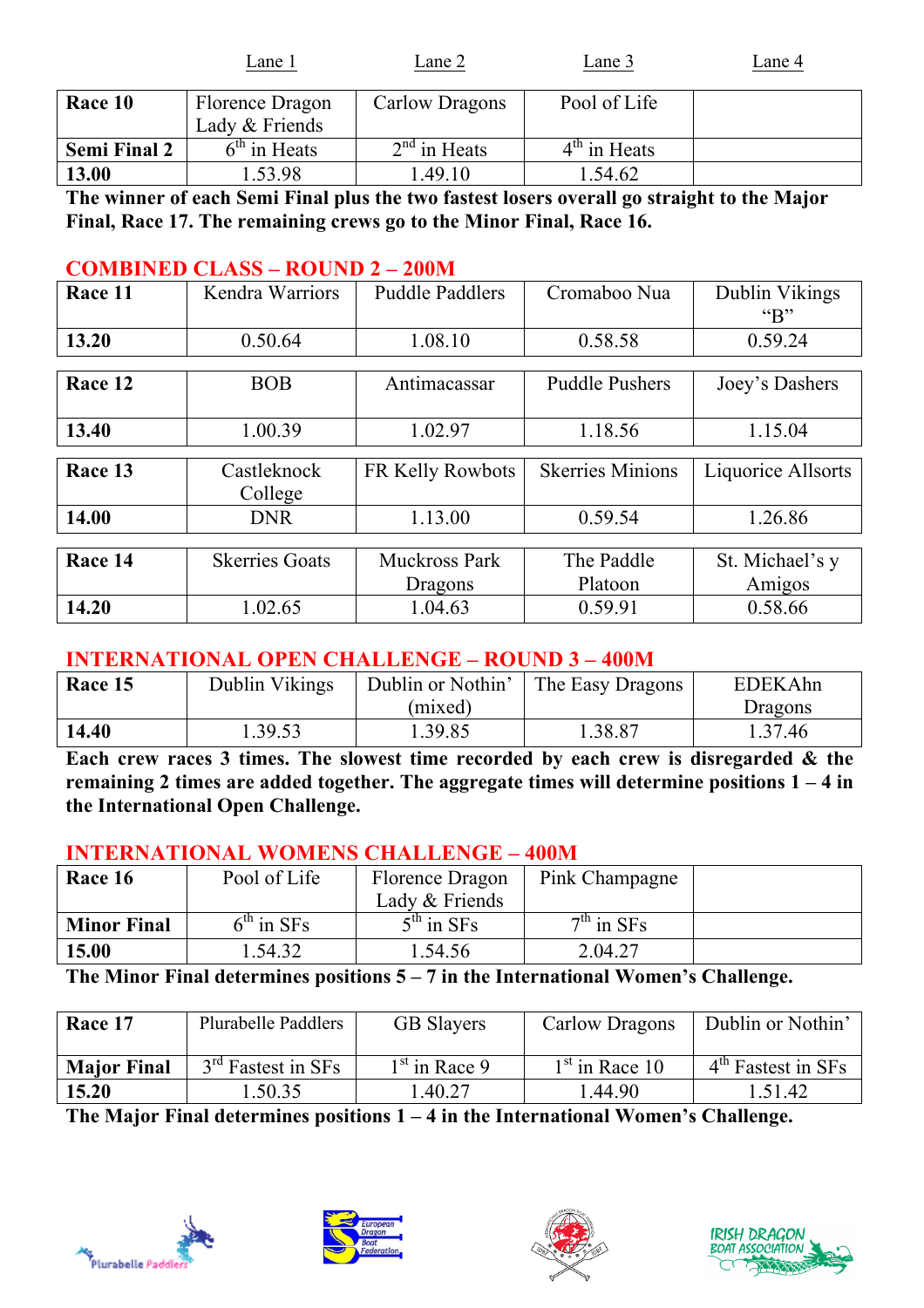| | Lane 1 | Lane 2 | Lane 3 | Lane 4 |
|---|---|---|---|---|
| **Race 10** | Florence Dragon Lady & Friends | Carlow Dragons | Pool of Life | |
| **Semi Final 2** | 6th in Heats | 2nd in Heats | 4th in Heats | |
| **13.00** | 1.53.98 | 1.49.10 | 1.54.62 | |

**The winner of each Semi Final plus the two fastest losers overall go straight to the Major Final, Race 17. The remaining crews go to the Minor Final, Race 16.**

## COMBINED CLASS – ROUND 2 – 200M

| | | | | |
|---|---|---|---|---|
| **Race 11** | Kendra Warriors | Puddle Paddlers | Cromaboo Nua | Dublin Vikings "B" |
| **13.20** | 0.50.64 | 1.08.10 | 0.58.58 | 0.59.24 |

| | | | | |
|---|---|---|---|---|
| **Race 12** | BOB | Antimacassar | Puddle Pushers | Joey's Dashers |
| **13.40** | 1.00.39 | 1.02.97 | 1.18.56 | 1.15.04 |

| | | | | |
|---|---|---|---|---|
| **Race 13** | Castleknock College | FR Kelly Rowbots | Skerries Minions | Liquorice Allsorts |
| **14.00** | DNR | 1.13.00 | 0.59.54 | 1.26.86 |

| | | | | |
|---|---|---|---|---|
| **Race 14** | Skerries Goats | Muckross Park Dragons | The Paddle Platoon | St. Michael's y Amigos |
| **14.20** | 1.02.65 | 1.04.63 | 0.59.91 | 0.58.66 |

## INTERNATIONAL OPEN CHALLENGE – ROUND 3 – 400M

| | | | | |
|---|---|---|---|---|
| **Race 15** | Dublin Vikings | Dublin or Nothin' (mixed) | The Easy Dragons | EDEKAhn Dragons |
| **14.40** | 1.39.53 | 1.39.85 | 1.38.87 | 1.37.46 |

**Each crew races 3 times. The slowest time recorded by each crew is disregarded & the remaining 2 times are added together. The aggregate times will determine positions 1 – 4 in the International Open Challenge.**

## INTERNATIONAL WOMENS CHALLENGE – 400M

| | | | | |
|---|---|---|---|---|
| **Race 16** | Pool of Life | Florence Dragon Lady & Friends | Pink Champagne | |
| **Minor Final** | 6th in SFs | 5th in SFs | 7th in SFs | |
| **15.00** | 1.54.32 | 1.54.56 | 2.04.27 | |

**The Minor Final determines positions 5 – 7 in the International Women's Challenge.**

| | | | | |
|---|---|---|---|---|
| **Race 17** | Plurabelle Paddlers | GB Slayers | Carlow Dragons | Dublin or Nothin' |
| **Major Final** | 3rd Fastest in SFs | 1st in Race 9 | 1st in Race 10 | 4th Fastest in SFs |
| **15.20** | 1.50.35 | 1.40.27 | 1.44.90 | 1.51.42 |

**The Major Final determines positions 1 – 4 in the International Women's Challenge.**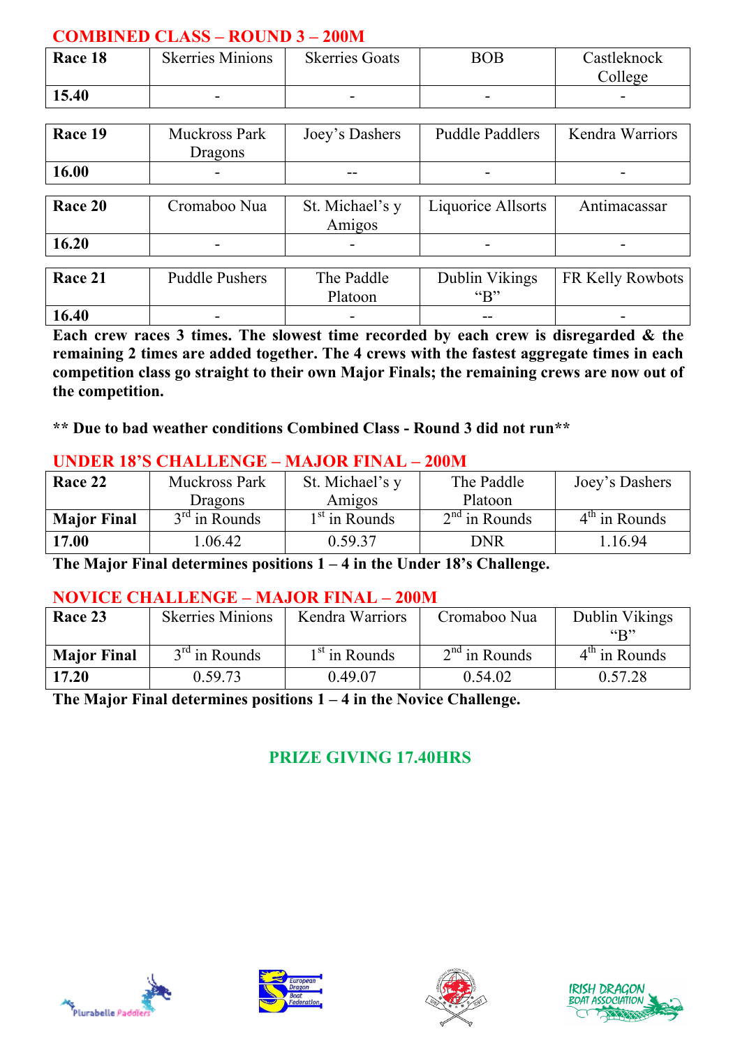## COMBINED CLASS – ROUND 3 – 200M

| Race 18 | Skerries Minions | Skerries Goats | BOB | Castleknock College |
|---|---|---|---|---|
| 15.40 | - | - | - | - |

| Race 19 | Muckross Park Dragons | Joey's Dashers | Puddle Paddlers | Kendra Warriors |
|---|---|---|---|---|
| 16.00 | - | -- | - | - |

| Race 20 | Cromaboo Nua | St. Michael's y Amigos | Liquorice Allsorts | Antimacassar |
|---|---|---|---|---|
| 16.20 | - | - | - | - |

| Race 21 | Puddle Pushers | The Paddle Platoon | Dublin Vikings "B" | FR Kelly Rowbots |
|---|---|---|---|---|
| 16.40 | - | - | -- | - |

**Each crew races 3 times. The slowest time recorded by each crew is disregarded & the remaining 2 times are added together. The 4 crews with the fastest aggregate times in each competition class go straight to their own Major Finals; the remaining crews are now out of the competition.**

**\*\* Due to bad weather conditions Combined Class - Round 3 did not run\*\***

## UNDER 18'S CHALLENGE – MAJOR FINAL – 200M

| Race 22 | Muckross Park Dragons | St. Michael's y Amigos | The Paddle Platoon | Joey's Dashers |
|---|---|---|---|---|
| Major Final | 3rd in Rounds | 1st in Rounds | 2nd in Rounds | 4th in Rounds |
| 17.00 | 1.06.42 | 0.59.37 | DNR | 1.16.94 |

**The Major Final determines positions 1 – 4 in the Under 18's Challenge.**

## NOVICE CHALLENGE – MAJOR FINAL – 200M

| Race 23 | Skerries Minions | Kendra Warriors | Cromaboo Nua | Dublin Vikings "B" |
|---|---|---|---|---|
| Major Final | 3rd in Rounds | 1st in Rounds | 2nd in Rounds | 4th in Rounds |
| 17.20 | 0.59.73 | 0.49.07 | 0.54.02 | 0.57.28 |

**The Major Final determines positions 1 – 4 in the Novice Challenge.**

## PRIZE GIVING 17.40HRS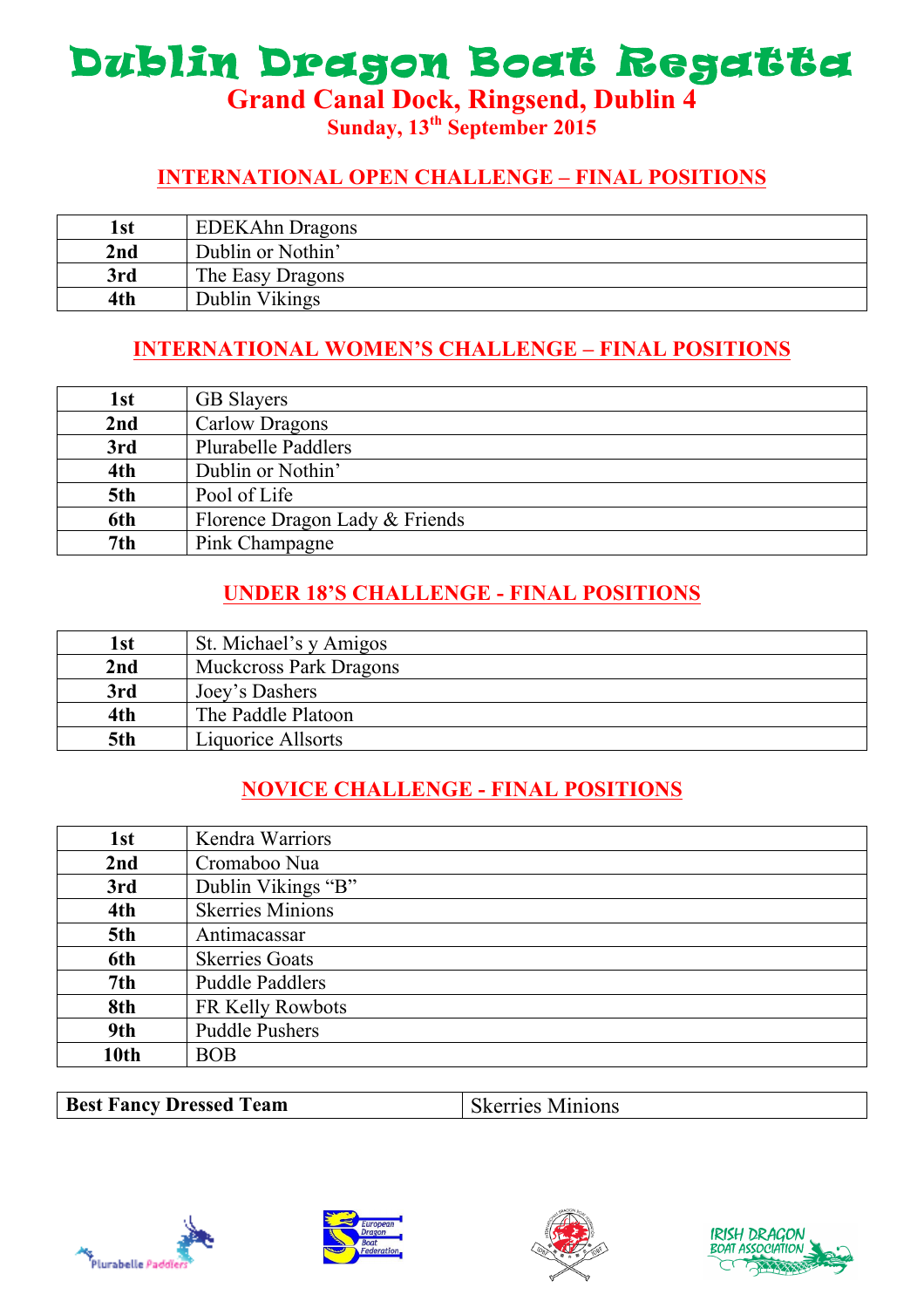# Dublin Dragon Boat Regatta

## Grand Canal Dock, Ringsend, Dublin 4

### Sunday, 13th September 2015

### INTERNATIONAL OPEN CHALLENGE – FINAL POSITIONS

| | |
|---|---|
| **1st** | EDEKAhn Dragons |
| **2nd** | Dublin or Nothin' |
| **3rd** | The Easy Dragons |
| **4th** | Dublin Vikings |

### INTERNATIONAL WOMEN'S CHALLENGE – FINAL POSITIONS

| | |
|---|---|
| **1st** | GB Slayers |
| **2nd** | Carlow Dragons |
| **3rd** | Plurabelle Paddlers |
| **4th** | Dublin or Nothin' |
| **5th** | Pool of Life |
| **6th** | Florence Dragon Lady & Friends |
| **7th** | Pink Champagne |

### UNDER 18'S CHALLENGE - FINAL POSITIONS

| | |
|---|---|
| **1st** | St. Michael's y Amigos |
| **2nd** | Muckcross Park Dragons |
| **3rd** | Joey's Dashers |
| **4th** | The Paddle Platoon |
| **5th** | Liquorice Allsorts |

### NOVICE CHALLENGE - FINAL POSITIONS

| | |
|---|---|
| **1st** | Kendra Warriors |
| **2nd** | Cromaboo Nua |
| **3rd** | Dublin Vikings "B" |
| **4th** | Skerries Minions |
| **5th** | Antimacassar |
| **6th** | Skerries Goats |
| **7th** | Puddle Paddlers |
| **8th** | FR Kelly Rowbots |
| **9th** | Puddle Pushers |
| **10th** | BOB |

| | |
|---|---|
| **Best Fancy Dressed Team** | Skerries Minions |